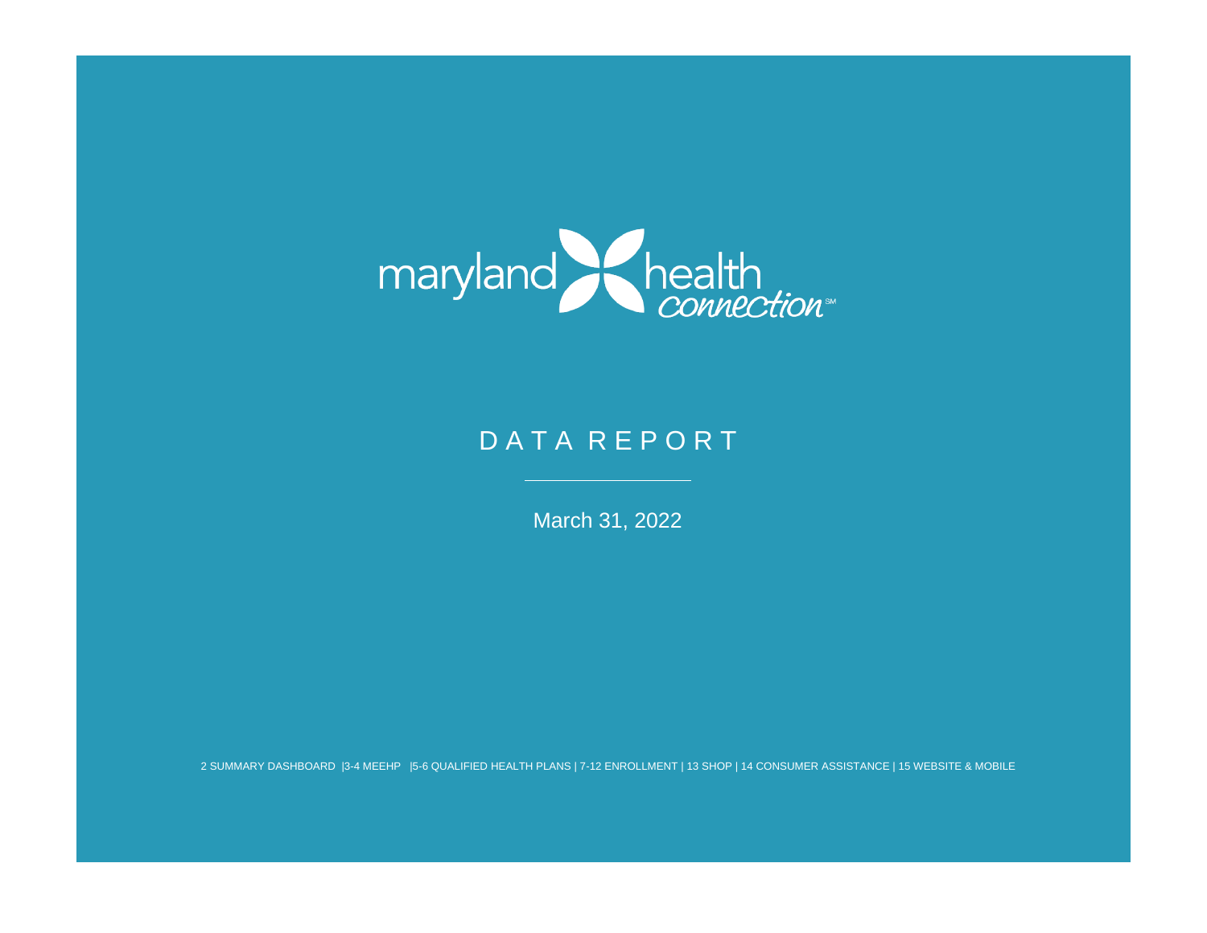maryland health connection[SM]

# DATA REPORT

March 31, 2022

2 SUMMARY DASHBOARD |3-4 MEEHP |5-6 QUALIFIED HEALTH PLANS | 7-12 ENROLLMENT | 13 SHOP | 14 CONSUMER ASSISTANCE | 15 WEBSITE & MOBILE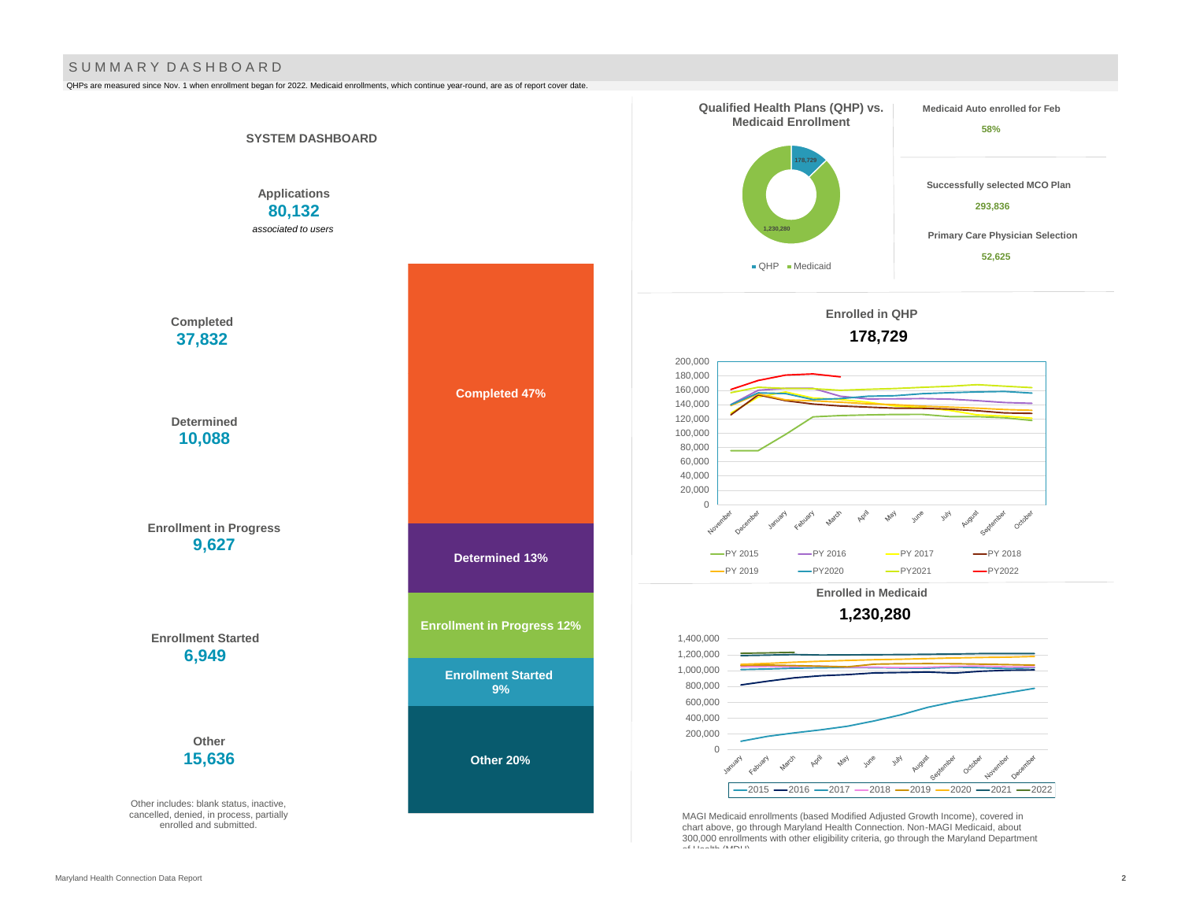# SUMMARY DASHBOARD

QHPs are measured since Nov. 1 when enrollment began for 2022. Medicaid enrollments, which continue year-round, are as of report cover date.

## SYSTEM DASHBOARD

**Applications**
**80,132**
*associated to users*

**Completed**
**37,832**

**Determined**
**10,088**

**Enrollment in Progress**
**9,627**

**Enrollment Started**
**6,949**

**Other**
**15,636**

Other includes: blank status, inactive, cancelled, denied, in process, partially enrolled and submitted.

Completed 47%

Determined 13%

Enrollment in Progress 12%

Enrollment Started 9%

Other 20%

## Qualified Health Plans (QHP) vs. Medicaid Enrollment

178,729

1,230,280

QHP ■ Medicaid

**Medicaid Auto enrolled for Feb**
**58%**

**Successfully selected MCO Plan**
**293,836**

**Primary Care Physician Selection**
**52,625**

## Enrolled in QHP

**178,729**

November, December, January, February, March, April, May, June, July, August, September, October

PY 2015, PY 2016, PY 2017, PY 2018, PY 2019, PY2020, PY2021, PY2022

## Enrolled in Medicaid

**1,230,280**

January, February, March, April, May, June, July, August, September, October, November, December

2015, 2016, 2017, 2018, 2019, 2020, 2021, 2022

MAGI Medicaid enrollments (based Modified Adjusted Growth Income), covered in chart above, go through Maryland Health Connection. Non-MAGI Medicaid, about 300,000 enrollments with other eligibility criteria, go through the Maryland Department of Health (MDH).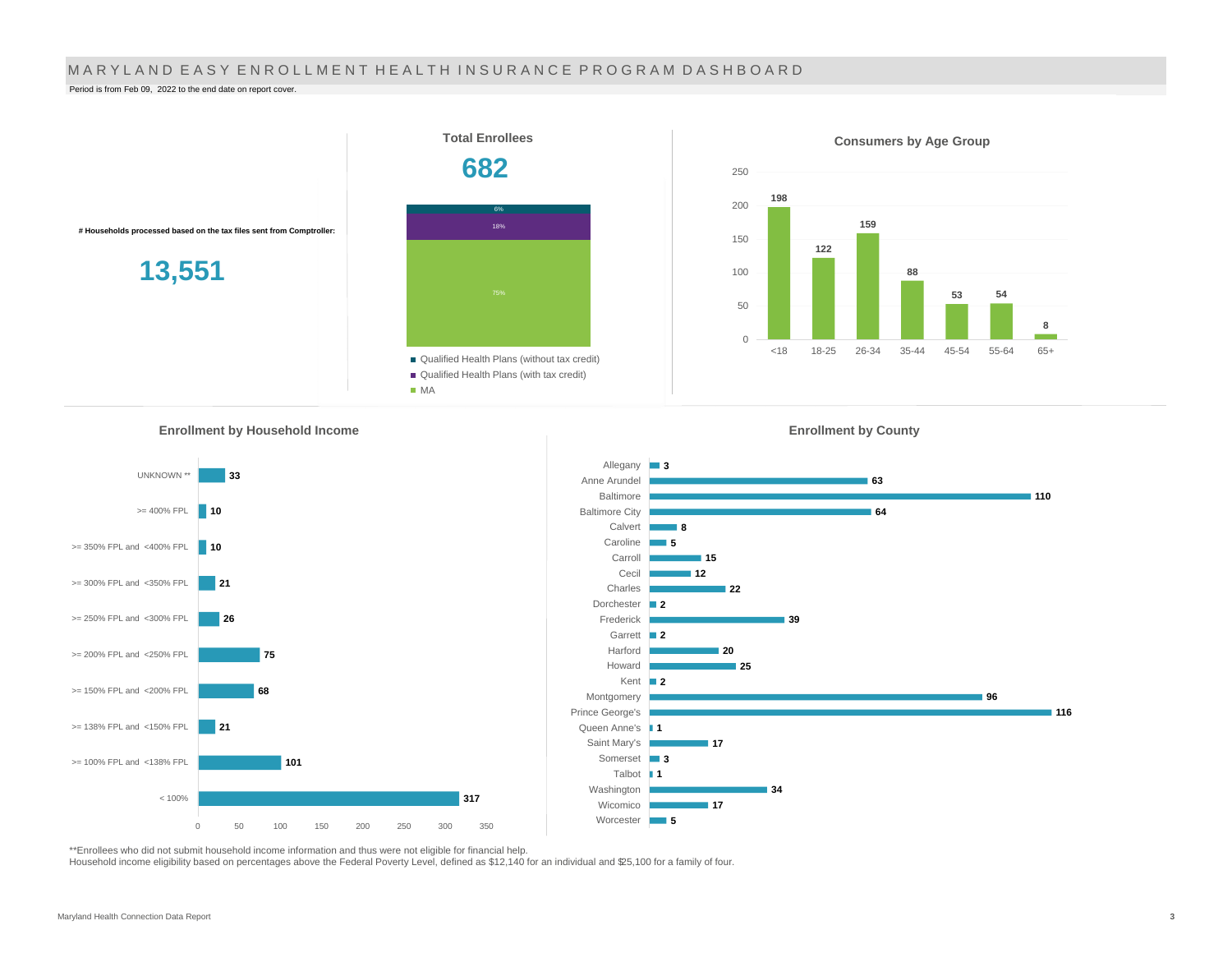# MARYLAND EASY ENROLLMENT HEALTH INSURANCE PROGRAM DASHBOARD

Period is from Feb 09, 2022 to the end date on report cover.

**# Households processed based on the tax files sent from Comptroller:**

**13,551**

## Total Enrollees

**682**

| Plan | Share |
|---|---|
| Qualified Health Plans (without tax credit) | 6% |
| Qualified Health Plans (with tax credit) | 18% |
| MA | 75% |

## Consumers by Age Group

| Age Group | Consumers |
|---|---|
| <18 | 198 |
| 18-25 | 122 |
| 26-34 | 159 |
| 35-44 | 88 |
| 45-54 | 53 |
| 55-64 | 54 |
| 65+ | 8 |

## Enrollment by Household Income

| Household Income | Enrollment |
|---|---|
| UNKNOWN ** | 33 |
| >= 400% FPL | 10 |
| >= 350% FPL and <400% FPL | 10 |
| >= 300% FPL and <350% FPL | 21 |
| >= 250% FPL and <300% FPL | 26 |
| >= 200% FPL and <250% FPL | 75 |
| >= 150% FPL and <200% FPL | 68 |
| >= 138% FPL and <150% FPL | 21 |
| >= 100% FPL and <138% FPL | 101 |
| < 100% | 317 |

## Enrollment by County

| County | Enrollment |
|---|---|
| Allegany | 3 |
| Anne Arundel | 63 |
| Baltimore | 110 |
| Baltimore City | 64 |
| Calvert | 8 |
| Caroline | 5 |
| Carroll | 15 |
| Cecil | 12 |
| Charles | 22 |
| Dorchester | 2 |
| Frederick | 39 |
| Garrett | 2 |
| Harford | 20 |
| Howard | 25 |
| Kent | 2 |
| Montgomery | 96 |
| Prince George's | 116 |
| Queen Anne's | 1 |
| Saint Mary's | 17 |
| Somerset | 3 |
| Talbot | 1 |
| Washington | 34 |
| Wicomico | 17 |
| Worcester | 5 |

**Enrollees who did not submit household income information and thus were not eligible for financial help.

Household income eligibility based on percentages above the Federal Poverty Level, defined as $12,140 for an individual and $25,100 for a family of four.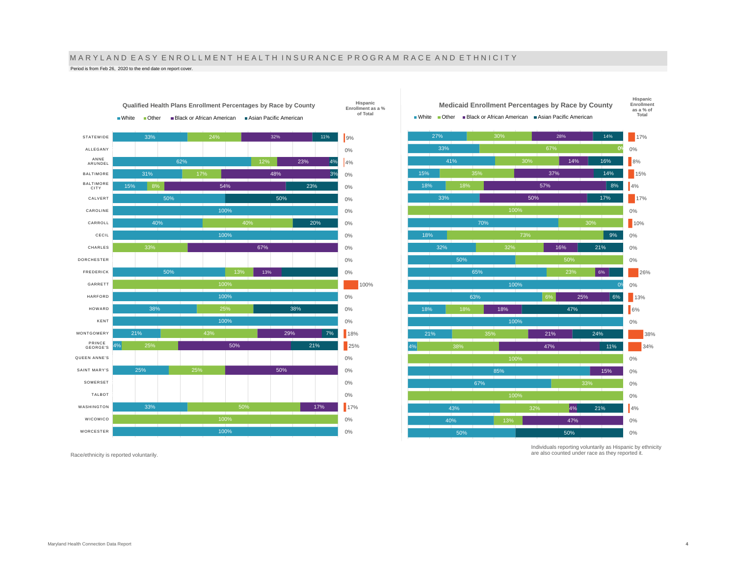# MARYLAND EASY ENROLLMENT HEALTH INSURANCE PROGRAM RACE AND ETHNICITY

Period is from Feb 26, 2020 to the end date on report cover.

### Qualified Health Plans Enrollment Percentages by Race by County

| County | White | Other | Black or African American | Asian Pacific American | Hispanic Enrollment as a % of Total |
|---|---|---|---|---|---|
| STATEWIDE | 33% | 24% | 32% | 11% | 9% |
| ALLEGANY | | | | | 0% |
| ANNE ARUNDEL | 62% | 12% | 23% | 4% | 4% |
| BALTIMORE | 31% | 17% | 48% | 3% | 0% |
| BALTIMORE CITY | 15% | 8% | 54% | 23% | 0% |
| CALVERT | 50% | | | 50% | 0% |
| CAROLINE | 100% | | | | 0% |
| CARROLL | 40% | 40% | | 20% | 0% |
| CECIL | 100% | | | | 0% |
| CHARLES | | 33% | 67% | | 0% |
| DORCHESTER | | | | | 0% |
| FREDERICK | 50% | 13% | 13% | | 0% |
| GARRETT | | 100% | | | 100% |
| HARFORD | 100% | | | | 0% |
| HOWARD | 38% | 25% | | 38% | 0% |
| KENT | 100% | | | | 0% |
| MONTGOMERY | 21% | 43% | 29% | 7% | 18% |
| PRINCE GEORGE'S | 4% | 25% | 50% | 21% | 25% |
| QUEEN ANNE'S | | | | | 0% |
| SAINT MARY'S | 25% | 25% | 50% | | 0% |
| SOMERSET | | | | | 0% |
| TALBOT | | | | | 0% |
| WASHINGTON | 33% | 50% | 17% | | 17% |
| WICOMICO | | 100% | | | 0% |
| WORCESTER | 100% | | | | 0% |

### Medicaid Enrollment Percentages by Race by County

| County | White | Other | Black or African American | Asian Pacific American | Hispanic Enrollment as a % of Total |
|---|---|---|---|---|---|
| STATEWIDE | 27% | 30% | 28% | 14% | 17% |
| ALLEGANY | 33% | 67% | | 0% | 0% |
| ANNE ARUNDEL | 41% | 30% | 14% | 16% | 8% |
| BALTIMORE | 15% | 35% | 37% | 14% | 15% |
| BALTIMORE CITY | 18% | 18% | 57% | 8% | 4% |
| CALVERT | 33% | | 50% | 17% | 17% |
| CAROLINE | | 100% | | | 0% |
| CARROLL | 70% | 30% | | | 10% |
| CECIL | 18% | 73% | | 9% | 0% |
| CHARLES | 32% | 32% | 16% | 21% | 0% |
| DORCHESTER | 50% | 50% | | | 0% |
| FREDERICK | 65% | 23% | 6% | | 26% |
| GARRETT | 100% | | | 0% | 0% |
| HARFORD | 63% | 6% | 25% | 6% | 13% |
| HOWARD | 18% | 18% | 18% | 47% | 6% |
| KENT | 100% | | | | 0% |
| MONTGOMERY | 21% | 35% | 21% | 24% | 38% |
| PRINCE GEORGE'S | 4% | 38% | 47% | 11% | 34% |
| QUEEN ANNE'S | | 100% | | | 0% |
| SAINT MARY'S | 85% | | 15% | | 0% |
| SOMERSET | 67% | 33% | | | 0% |
| TALBOT | | 100% | | | 0% |
| WASHINGTON | 43% | 32% | 4% | 21% | 4% |
| WICOMICO | 40% | 13% | 47% | | 0% |
| WORCESTER | 50% | | | 50% | 0% |

Race/ethnicity is reported voluntarily.

Individuals reporting voluntarily as Hispanic by ethnicity are also counted under race as they reported it.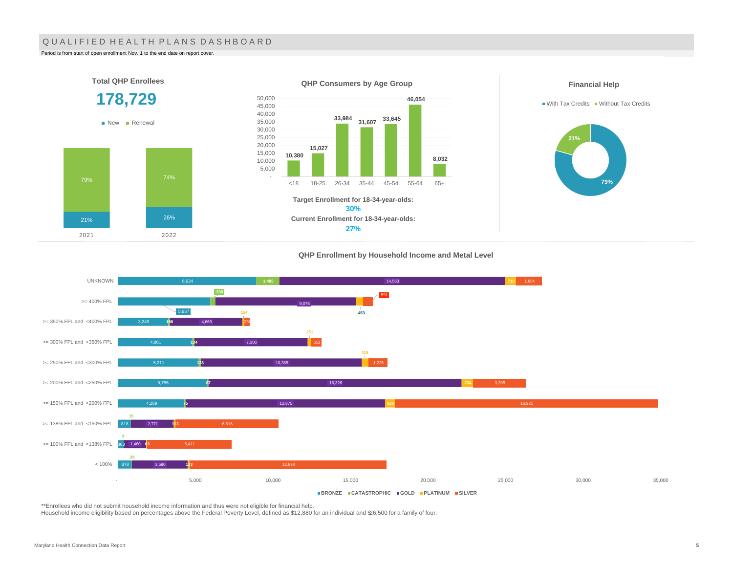# QUALIFIED HEALTH PLANS DASHBOARD

Period is from start of open enrollment Nov. 1 to the end date on report cover.

## Total QHP Enrollees

**178,729**

| Year | New | Renewal |
|---|---|---|
| 2021 | 21% | 79% |
| 2022 | 26% | 74% |

## QHP Consumers by Age Group

| Age Group | Consumers |
|---|---|
| <18 | 10,380 |
| 18-25 | 15,027 |
| 26-34 | 33,984 |
| 35-44 | 31,607 |
| 45-54 | 33,645 |
| 55-64 | 46,054 |
| 65+ | 8,032 |

**Target Enrollment for 18-34-year-olds:**
**30%**
**Current Enrollment for 18-34-year-olds:**
**27%**

## Financial Help

| With Tax Credits | Without Tax Credits |
|---|---|
| 79% | 21% |

## QHP Enrollment by Household Income and Metal Level

| Household Income | BRONZE | CATASTROPHIC | GOLD | PLATINUM | SILVER |
|---|---|---|---|---|---|
| UNKNOWN | 8,924 | 1,485 | 14,563 | 710 | 1,654 |
| >= 400% FPL | 5,957 | 330 | 9,076 | 453 | 591 |
| >= 350% FPL and <400% FPL | 3,249 | 106 | 4,669 | 154 | 282 |
| >= 300% FPL and <350% FPL | 4,801 | 134 | 7,306 | 251 | 613 |
| >= 250% FPL and <300% FPL | 5,211 | 138 | 10,385 | 419 | 1,226 |
| >= 200% FPL and <250% FPL | 5,755 | 87 | 16,326 | 734 | 3,395 |
| >= 150% FPL and <200% FPL | 4,289 | 75 | 12,875 | 630 | 16,921 |
| >= 138% FPL and <150% FPL | 818 | 15 | 2,771 | 113 | 6,616 |
| >= 100% FPL and <138% FPL | 363 | 8 | 1,460 | 63 | 5,411 |
| < 100% | 878 | 28 | 3,590 | 133 | 12,678 |

**Enrollees who did not submit household income information and thus were not eligible for financial help.

Household income eligibility based on percentages above the Federal Poverty Level, defined as $12,880 for an individual and $26,500 for a family of four.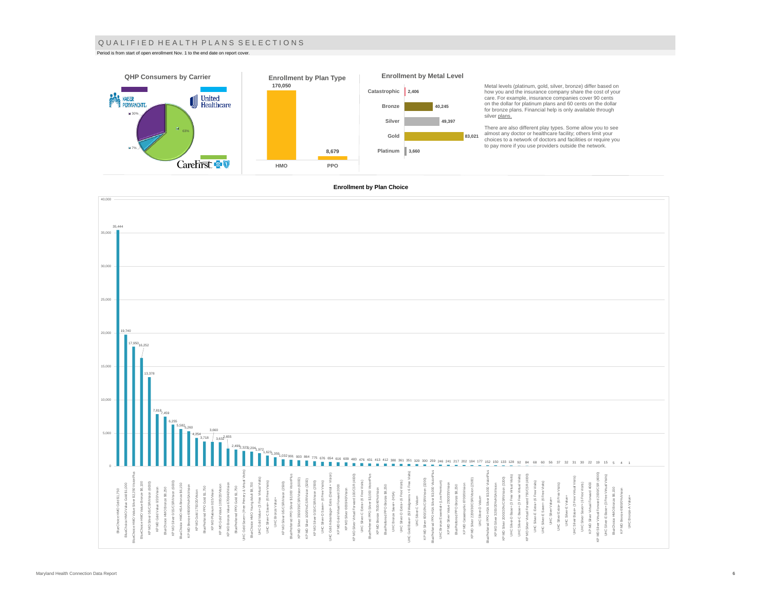# QUALIFIED HEALTH PLANS SELECTIONS

Period is from start of open enrollment Nov. 1 to the end date on report cover.

### QHP Consumers by Carrier

| Carrier | Share |
| --- | --- |
| Kaiser Permanente | 30% |
| United Healthcare | 7% |
| CareFirst | 63% |

### Enrollment by Plan Type

| Plan Type | Enrollment |
| --- | --- |
| HMO | 170,050 |
| PPO | 8,679 |

### Enrollment by Metal Level

| Metal Level | Enrollment |
| --- | --- |
| Catastrophic | 2,406 |
| Bronze | 40,245 |
| Silver | 49,397 |
| Gold | 83,021 |
| Platinum | 3,660 |

Metal levels (platinum, gold, silver, bronze) differ based on how you and the insurance company share the cost of your care. For example, insurance companies cover 90 cents on the dollar for platinum plans and 60 cents on the dollar for bronze plans. Financial help is only available through silver plans.

There are also different play types. Some allow you to see almost any doctor or healthcare facility; others limit your choices to a network of doctors and facilities or require you to pay more if you use providers outside the network.

### Enrollment by Plan Choice

| Plan | Enrollment |
| --- | --- |
| BlueChoice HMO Gold $1,750 | 35,444 |
| BlueChoice HMO Value Gold $1,000 | 19,740 |
| BlueChoice HMO Value Silver $2,250 VisionPlus | 17,950 |
| BlueChoice HMO Value Bronze $6,100 | 16,252 |
| KP MD Silver 0/0/CSR/Vision (6000) | 13,378 |
| KP MD Gold Value 0/20/Vision | 7,818 |
| BlueChoice HMO Bronze $8,250 | 7,459 |
| KP MD Silver 0/15/CSR/Vision (6000) | 6,255 |
| BlueChoice HMO HSA Bronze $6,150 | 5,582 |
| KP MD Bronze 6900/0%/HSA/Vision | 5,260 |
| KP MD Gold 1750/20/Vision | 4,254 |
| BluePreferred PPO Gold $1,750 | 3,718 |
| KP MD Platinum 0/15/Vision | 3,660 |
| KP MD Gold Value 1000/20/Vision | 3,632 |
| KP MD Bronze Value 6700/40/Vision | 2,655 |
| BluePreferred PPO Gold $1,750 | 2,499 |
| UHC Gold Saver+ (Free Primary & Virtual Visits) | 2,323 |
| BlueChoice HMO Young Adult $6,700 | 2,204 |
| UHC Gold Value+ (3 Free Virtual Visits) | 1,972 |
| UHC Silver-C Saver+ (6 Free Visits) | 1,623 |
| UHC Bronze Value+ | 1,359 |
| KP MD Silver 0/0/CSR/Vision (2300) | 1,032 |
| BluePreferred PPO Silver $3,000 VisionPlus | 991 |
| KP MD Silver 3500/35/CSR/Vision (6000) | 903 |
| KP MD Silver 10/0/5%/CSR/Vision (3300) | 864 |
| KP MD Silver 0/10/CSR/Vision (2300) | 775 |
| UHC Silver-D Saver+ (6 Free Visits) | 676 |
| UHC Gold Advantage+ Extra (Dental + Vision) | 654 |
| KP MD Gold Virtual Forward 2000 | 616 |
| KP MD Silver 6000/40/Vision | 609 |
| KP MD Silver Virtual Forward 100/CSR (4000) | 483 |
| UHC Silver-C Extra+ (6 Free Visits) | 476 |
| BluePreferred PPO Silver $3,000 VisionPlus | 431 |
| KP MD Bronze 7500/40%/Vision | 413 |
| BluePreferred PPO Bronze $8,250 | 412 |
| UHC Bronze Saver+ (HSA) | 380 |
| UHC Silver-D Extra+ (6 Free Visits) | 361 |
| UHC Gold Basic+ ($3 Walgreens + 6 Free Visits) | 351 |
| UHC Silver-C Value+ | 320 |
| KP MD Silver 600/10%/CSR/Vision (3200) | 300 |
| BluePreferred PPO Silver $3,000 VisionPlus | 259 |
| UHC Bronze Essential+ (Low Premium) | 246 |
| KP MD Silver Value 2800/35/Vision | 241 |
| BluePreferred PPO Bronze $8,250 | 217 |
| KP MD Catastrophic 8700/0/Vision | 202 |
| KP MD Silver 2200/30/CSR/Vision (2500) | 184 |
| UHC Silver-D Value+ | 177 |
| BluePreferred PPO HSA Silver $3,000 VisionPlus | 152 |
| KP MD Silver 3200/20%/HSA/Vision | 150 |
| KP MD Silver 2000/20%/CSR/Vision (3300) | 133 |
| UHC Silver-D Basic+ (3 Free Virtual Visits) | 128 |
| UHC Silver-C Basic+ (3 Free Virtual Visits) | 92 |
| KP MD Silver Virtual Forward 750/CSR (4000) | 84 |
| UHC Silver-E Extra+ (6 Free Visits) | 68 |
| UHC Silver-E Saver+ (6 Free Visits) | 60 |
| UHC Silver Value+ | 56 |
| UHC Silver Extra+ (6 Free Visits) | 37 |
| UHC Silver-E Value+ | 32 |
| UHC Silver Basic+ (3 Free Virtual Visits) | 31 |
| UHC Silver Saver+ (6 Free Visits) | 30 |
| KP MD Silver Virtual Forward 4000 | 22 |
| KP MD Silver Virtual Forward 2000/CSR (4000) | 19 |
| UHC Silver E Basic+ (3 Free Virtual Visits) | 15 |
| BlueChoice HMO Bronze $6,150 | 5 |
| KP MD Bronze 6900/0%/Vision | 4 |
| UHC Bronze-A Value+ | 1 |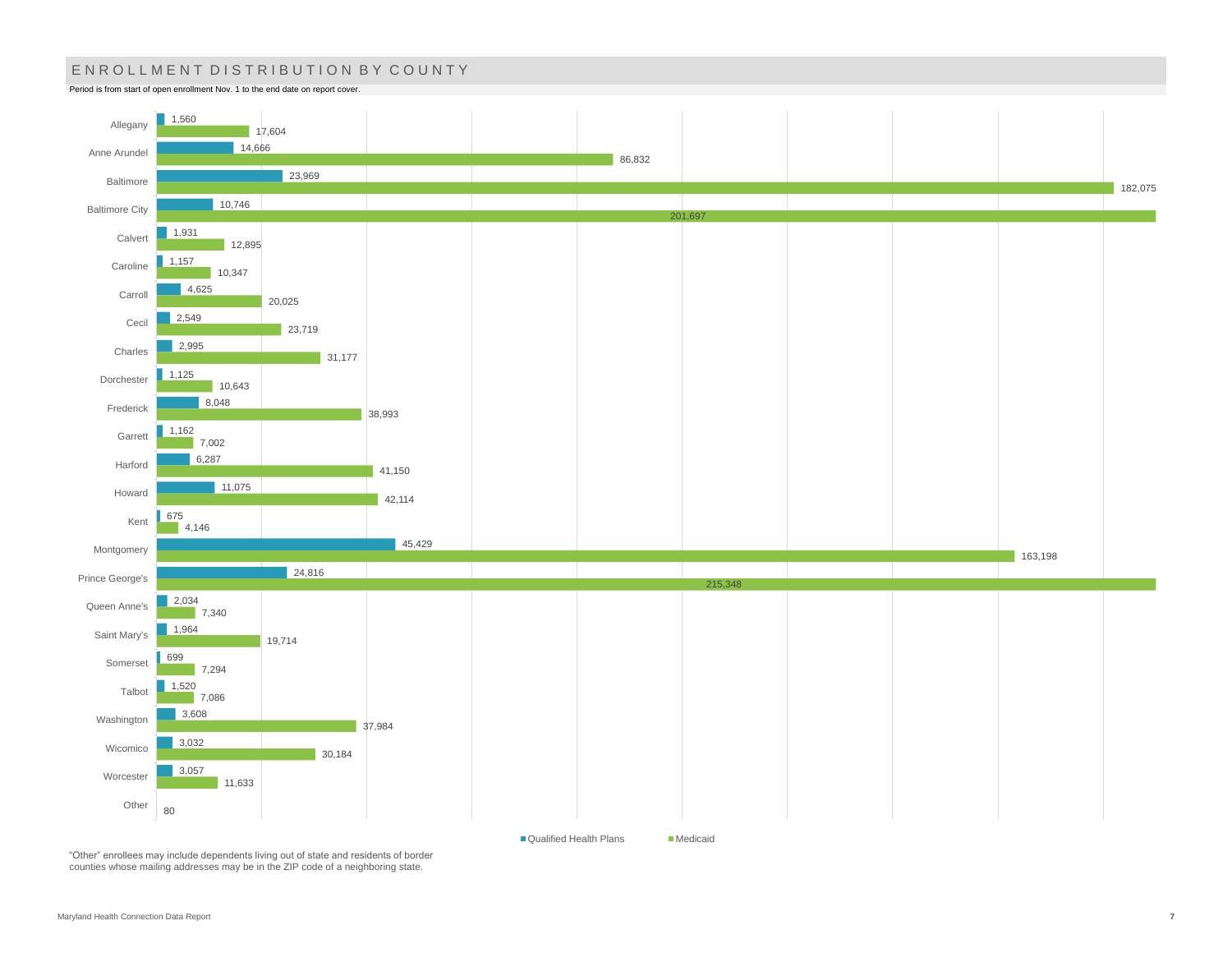## ENROLLMENT DISTRIBUTION BY COUNTY

Period is from start of open enrollment Nov. 1 to the end date on report cover.

| County | Qualified Health Plans | Medicaid |
|---|---|---|
| Allegany | 1,560 | 17,604 |
| Anne Arundel | 14,666 | 86,832 |
| Baltimore | 23,969 | 182,075 |
| Baltimore City | 10,746 | 201,697 |
| Calvert | 1,931 | 12,895 |
| Caroline | 1,157 | 10,347 |
| Carroll | 4,625 | 20,025 |
| Cecil | 2,549 | 23,719 |
| Charles | 2,995 | 31,177 |
| Dorchester | 1,125 | 10,643 |
| Frederick | 8,048 | 38,993 |
| Garrett | 1,162 | 7,002 |
| Harford | 6,287 | 41,150 |
| Howard | 11,075 | 42,114 |
| Kent | 675 | 4,146 |
| Montgomery | 45,429 | 163,198 |
| Prince George's | 24,816 | 215,348 |
| Queen Anne's | 2,034 | 7,340 |
| Saint Mary's | 1,964 | 19,714 |
| Somerset | 699 | 7,294 |
| Talbot | 1,520 | 7,086 |
| Washington | 3,608 | 37,984 |
| Wicomico | 3,032 | 30,184 |
| Worcester | 3,057 | 11,633 |
| Other | 80 | |

"Other" enrollees may include dependents living out of state and residents of border counties whose mailing addresses may be in the ZIP code of a neighboring state.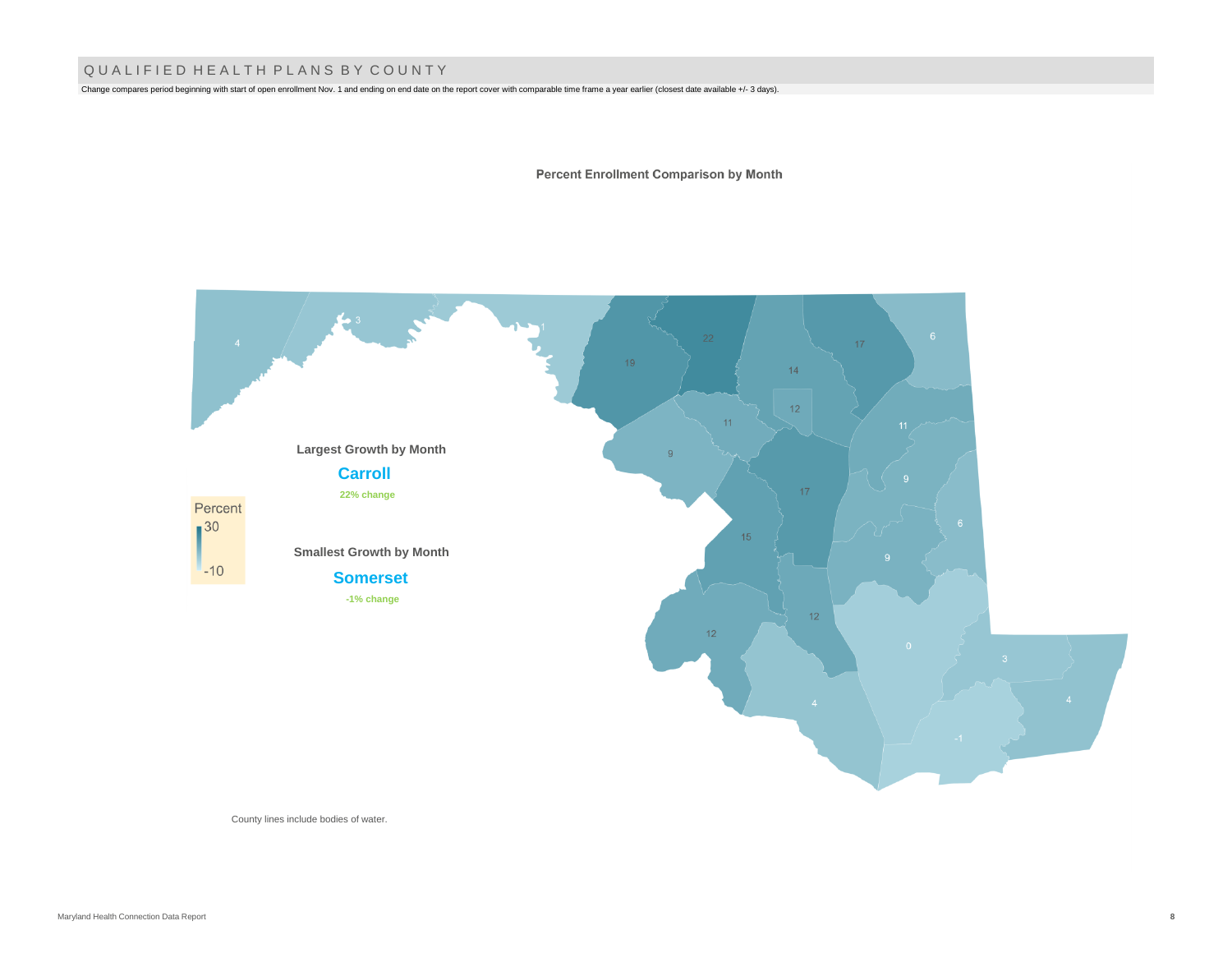# QUALIFIED HEALTH PLANS BY COUNTY

Change compares period beginning with start of open enrollment Nov. 1 and ending on end date on the report cover with comparable time frame a year earlier (closest date available +/- 3 days).

## Percent Enrollment Comparison by Month

**Largest Growth by Month**

**Carroll**

22% change

**Smallest Growth by Month**

**Somerset**

-1% change

Percent
30
-10

4 3 1 19 22 14 17 6 12 11 11 9 9 17 6 15 9 12 12 0 3 4 4 -1

County lines include bodies of water.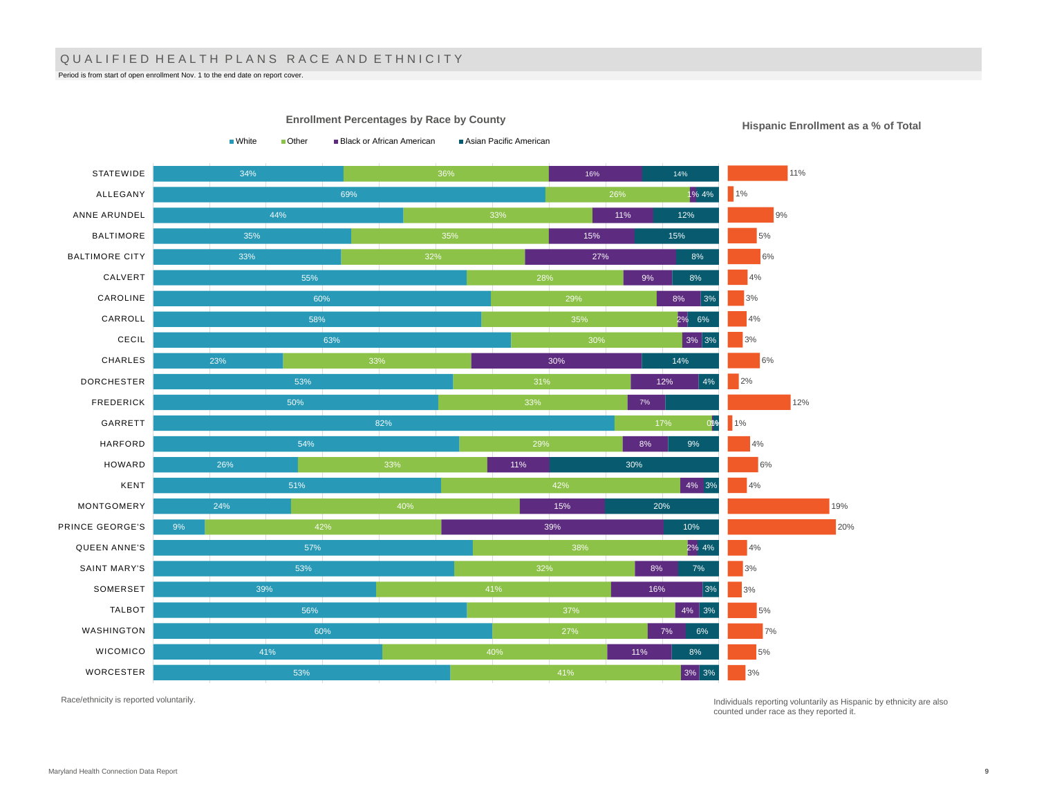# QUALIFIED HEALTH PLANS RACE AND ETHNICITY

Period is from start of open enrollment Nov. 1 to the end date on report cover.

**Enrollment Percentages by Race by County**

| County | White | Other | Black or African American | Asian Pacific American | Hispanic Enrollment as a % of Total |
|---|---|---|---|---|---|
| STATEWIDE | 34% | 36% | 16% | 14% | 11% |
| ALLEGANY | 69% | 26% | 1% | 4% | 1% |
| ANNE ARUNDEL | 44% | 33% | 11% | 12% | 9% |
| BALTIMORE | 35% | 35% | 15% | 15% | 5% |
| BALTIMORE CITY | 33% | 32% | 27% | 8% | 6% |
| CALVERT | 55% | 28% | 9% | 8% | 4% |
| CAROLINE | 60% | 29% | 8% | 3% | 3% |
| CARROLL | 58% | 35% | 2% | 6% | 4% |
| CECIL | 63% | 30% | 3% | 3% | 3% |
| CHARLES | 23% | 33% | 30% | 14% | 6% |
| DORCHESTER | 53% | 31% | 12% | 4% | 2% |
| FREDERICK | 50% | 33% | 7% | | 12% |
| GARRETT | 82% | 17% | 0% | 1% | 1% |
| HARFORD | 54% | 29% | 8% | 9% | 4% |
| HOWARD | 26% | 33% | 11% | 30% | 6% |
| KENT | 51% | 42% | 4% | 3% | 4% |
| MONTGOMERY | 24% | 40% | 15% | 20% | 19% |
| PRINCE GEORGE'S | 9% | 42% | 39% | 10% | 20% |
| QUEEN ANNE'S | 57% | 38% | 2% | 4% | 4% |
| SAINT MARY'S | 53% | 32% | 8% | 7% | 3% |
| SOMERSET | 39% | 41% | 16% | 3% | 3% |
| TALBOT | 56% | 37% | 4% | 3% | 5% |
| WASHINGTON | 60% | 27% | 7% | 6% | 7% |
| WICOMICO | 41% | 40% | 11% | 8% | 5% |
| WORCESTER | 53% | 41% | 3% | 3% | 3% |

Race/ethnicity is reported voluntarily.

Individuals reporting voluntarily as Hispanic by ethnicity are also counted under race as they reported it.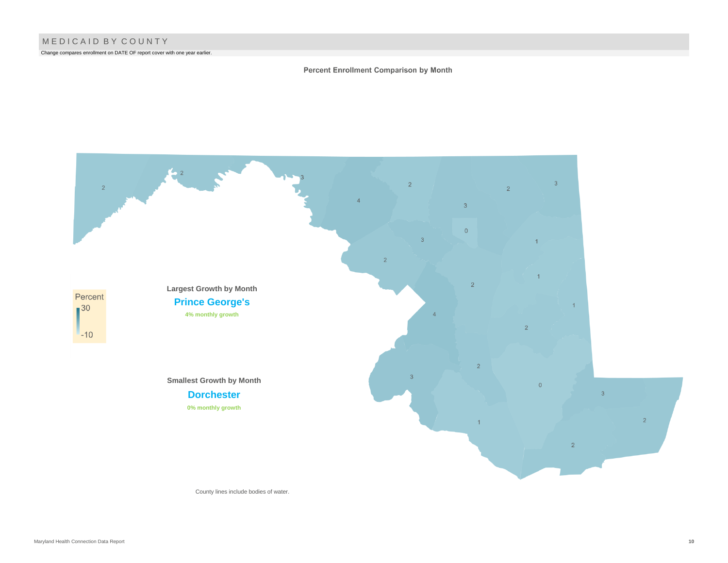# MEDICAID BY COUNTY

Change compares enrollment on DATE OF report cover with one year earlier.

**Percent Enrollment Comparison by Month**

Percent
30
-10

**Largest Growth by Month**

**Prince George's**

4% monthly growth

**Smallest Growth by Month**

**Dorchester**

0% monthly growth

County lines include bodies of water.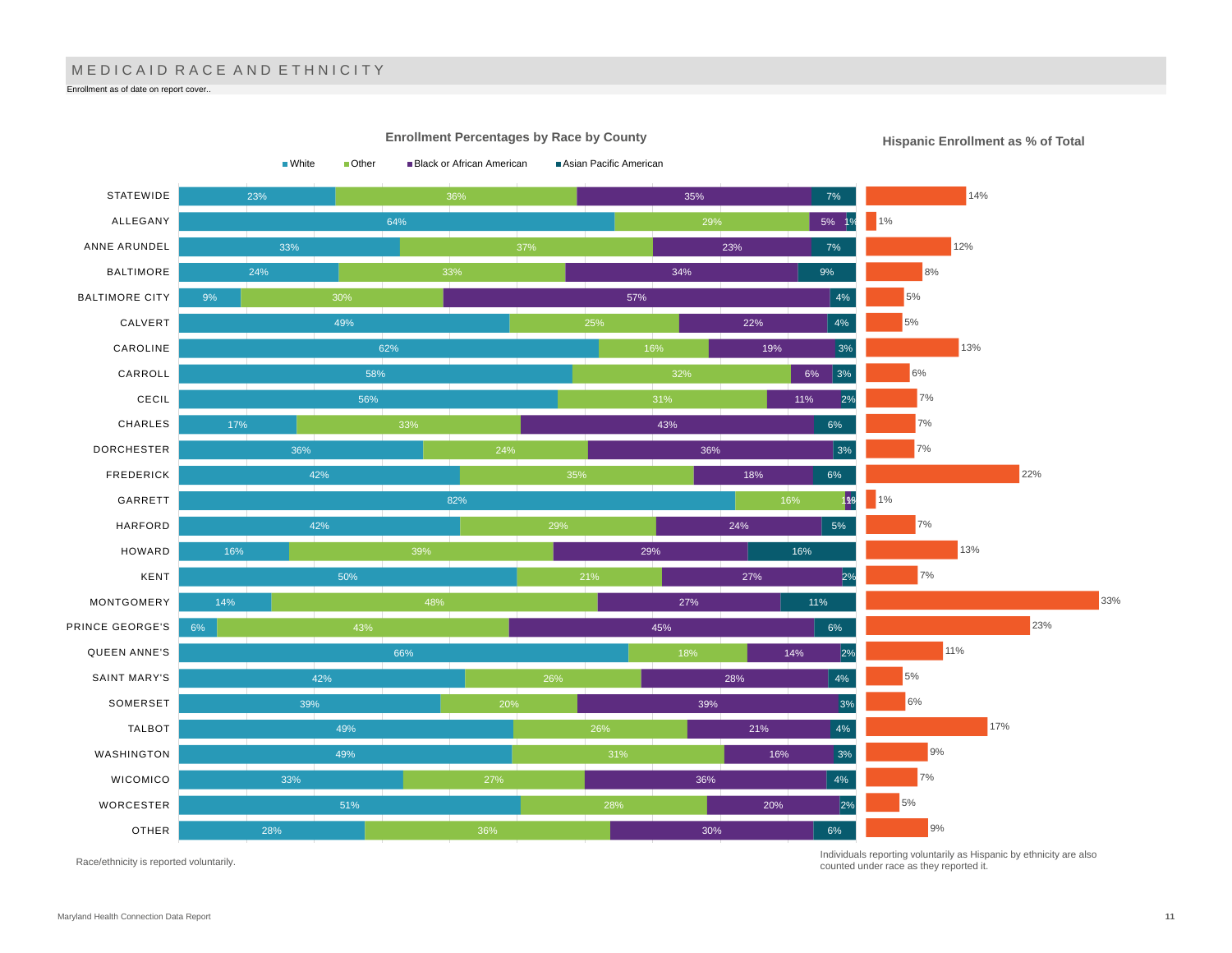# MEDICAID RACE AND ETHNICITY

Enrollment as of date on report cover..

**Enrollment Percentages by Race by County**

**Hispanic Enrollment as % of Total**

| County | White | Other | Black or African American | Asian Pacific American | Hispanic Enrollment as % of Total |
|---|---|---|---|---|---|
| STATEWIDE | 23% | 36% | 35% | 7% | 14% |
| ALLEGANY | 64% | 29% | 5% | 1% | 1% |
| ANNE ARUNDEL | 33% | 37% | 23% | 7% | 12% |
| BALTIMORE | 24% | 33% | 34% | 9% | 8% |
| BALTIMORE CITY | 9% | 30% | 57% | 4% | 5% |
| CALVERT | 49% | 25% | 22% | 4% | 5% |
| CAROLINE | 62% | 16% | 19% | 3% | 13% |
| CARROLL | 58% | 32% | 6% | 3% | 6% |
| CECIL | 56% | 31% | 11% | 2% | 7% |
| CHARLES | 17% | 33% | 43% | 6% | 7% |
| DORCHESTER | 36% | 24% | 36% | 3% | 7% |
| FREDERICK | 42% | 35% | 18% | 6% | 22% |
| GARRETT | 82% | 16% | 1% | 1% | 1% |
| HARFORD | 42% | 29% | 24% | 5% | 7% |
| HOWARD | 16% | 39% | 29% | 16% | 13% |
| KENT | 50% | 21% | 27% | 2% | 7% |
| MONTGOMERY | 14% | 48% | 27% | 11% | 33% |
| PRINCE GEORGE'S | 6% | 43% | 45% | 6% | 23% |
| QUEEN ANNE'S | 66% | 18% | 14% | 2% | 11% |
| SAINT MARY'S | 42% | 26% | 28% | 4% | 5% |
| SOMERSET | 39% | 20% | 39% | 3% | 6% |
| TALBOT | 49% | 26% | 21% | 4% | 17% |
| WASHINGTON | 49% | 31% | 16% | 3% | 9% |
| WICOMICO | 33% | 27% | 36% | 4% | 7% |
| WORCESTER | 51% | 28% | 20% | 2% | 5% |
| OTHER | 28% | 36% | 30% | 6% | 9% |

Race/ethnicity is reported voluntarily.

Individuals reporting voluntarily as Hispanic by ethnicity are also counted under race as they reported it.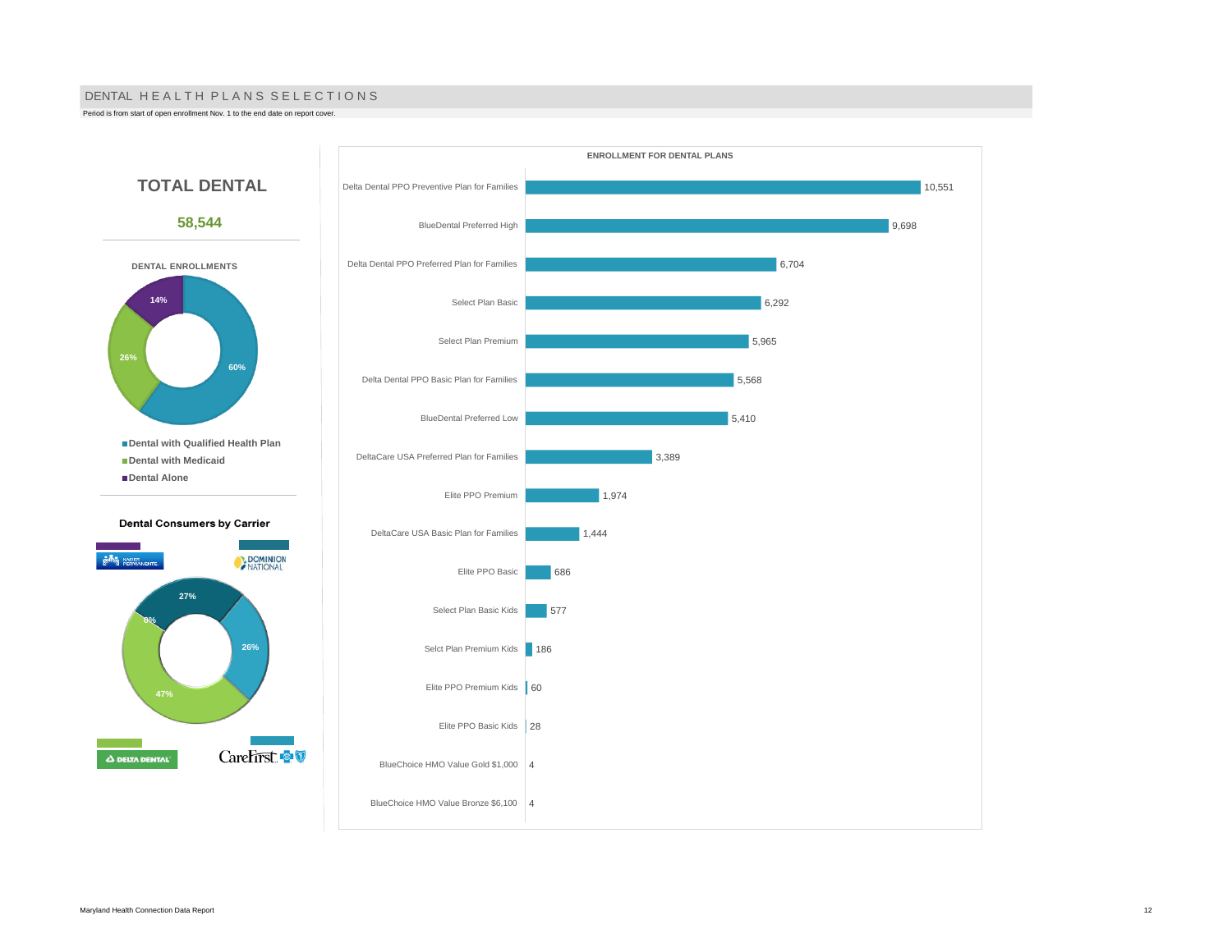# DENTAL HEALTH PLANS SELECTIONS

Period is from start of open enrollment Nov. 1 to the end date on report cover.

## TOTAL DENTAL

**58,544**

**DENTAL ENROLLMENTS**

| Category | Percent |
|---|---|
| Dental with Qualified Health Plan | 60% |
| Dental with Medicaid | 26% |
| Dental Alone | 14% |

**Dental Consumers by Carrier**

| Carrier | Percent |
|---|---|
| Kaiser Permanente | 0% |
| Dominion National | 27% |
| CareFirst | 26% |
| Delta Dental | 47% |

**ENROLLMENT FOR DENTAL PLANS**

| Plan | Enrollment |
|---|---|
| Delta Dental PPO Preventive Plan for Families | 10,551 |
| BlueDental Preferred High | 9,698 |
| Delta Dental PPO Preferred Plan for Families | 6,704 |
| Select Plan Basic | 6,292 |
| Select Plan Premium | 5,965 |
| Delta Dental PPO Basic Plan for Families | 5,568 |
| BlueDental Preferred Low | 5,410 |
| DeltaCare USA Preferred Plan for Families | 3,389 |
| Elite PPO Premium | 1,974 |
| DeltaCare USA Basic Plan for Families | 1,444 |
| Elite PPO Basic | 686 |
| Select Plan Basic Kids | 577 |
| Selct Plan Premium Kids | 186 |
| Elite PPO Premium Kids | 60 |
| Elite PPO Basic Kids | 28 |
| BlueChoice HMO Value Gold $1,000 | 4 |
| BlueChoice HMO Value Bronze $6,100 | 4 |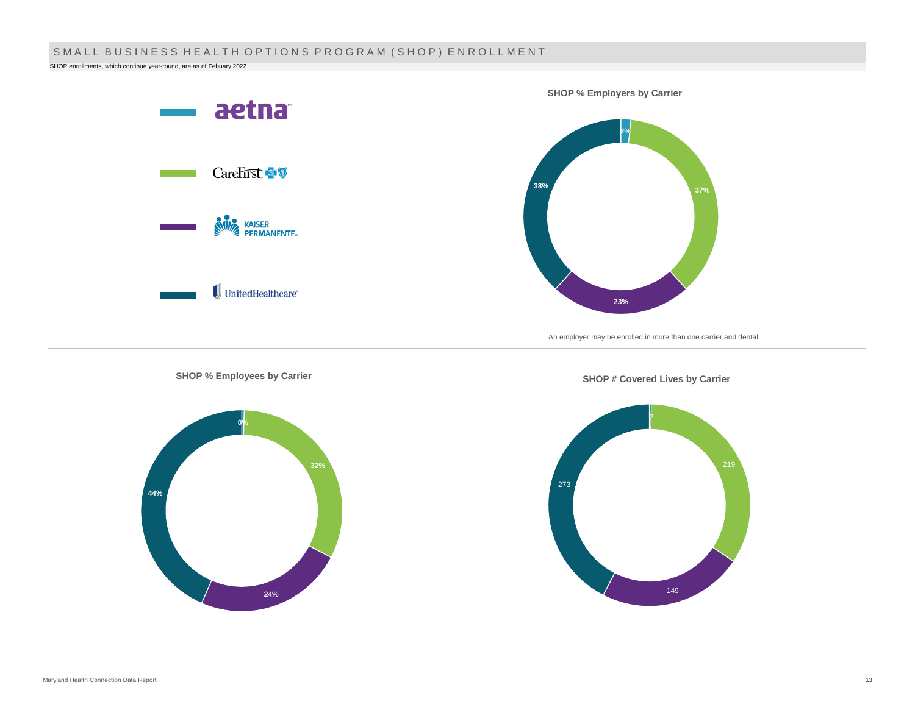## SMALL BUSINESS HEALTH OPTIONS PROGRAM (SHOP) ENROLLMENT

SHOP enrollments, which continue year-round, are as of Febuary 2022

Legend: aetna, CareFirst, Kaiser Permanente, UnitedHealthcare

### SHOP % Employers by Carrier

| Carrier | % Employers |
|---|---|
| Aetna | 2% |
| CareFirst | 37% |
| Kaiser Permanente | 23% |
| UnitedHealthcare | 38% |

An employer may be enrolled in more than one carrier and dental

### SHOP % Employees by Carrier

| Carrier | % Employees |
|---|---|
| Aetna | 0% |
| CareFirst | 32% |
| Kaiser Permanente | 24% |
| UnitedHealthcare | 44% |

### SHOP # Covered Lives by Carrier

| Carrier | # Covered Lives |
|---|---|
| Aetna | 2 |
| CareFirst | 219 |
| Kaiser Permanente | 149 |
| UnitedHealthcare | 273 |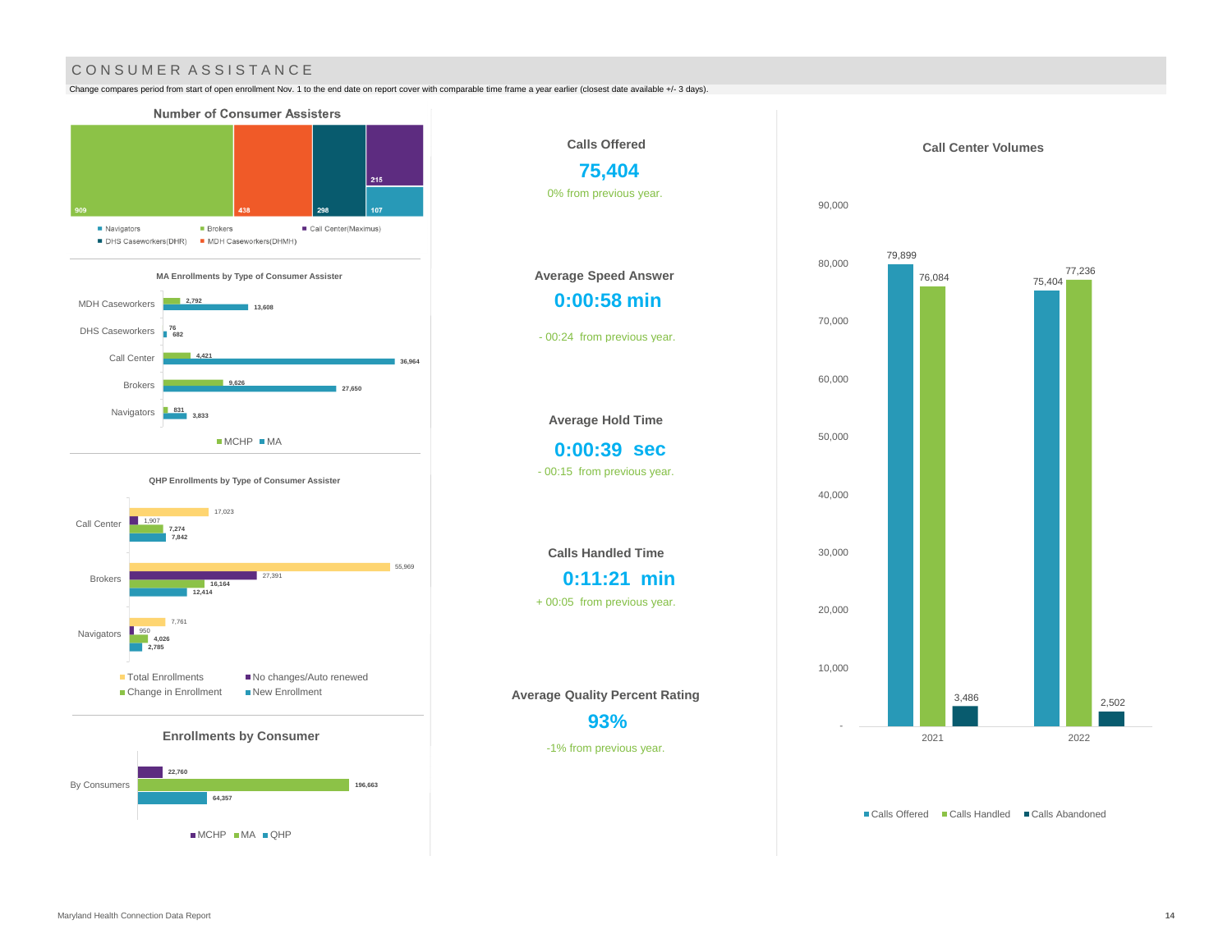# CONSUMER ASSISTANCE

Change compares period from start of open enrollment Nov. 1 to the end date on report cover with comparable time frame a year earlier (closest date available +/- 3 days).

## Number of Consumer Assisters

| Type | Number |
|---|---|
| Brokers | 909 |
| MDH Caseworkers(DHMH) | 438 |
| DHS Caseworkers(DHR) | 298 |
| Call Center(Maximus) | 215 |
| Navigators | 107 |

### MA Enrollments by Type of Consumer Assister

| Type | MCHP | MA |
|---|---|---|
| MDH Caseworkers | 2,792 | 13,608 |
| DHS Caseworkers | 76 | 682 |
| Call Center | 4,421 | 36,964 |
| Brokers | 9,626 | 27,650 |
| Navigators | 831 | 3,833 |

### QHP Enrollments by Type of Consumer Assister

| Type | Total Enrollments | No changes/Auto renewed | Change in Enrollment | New Enrollment |
|---|---|---|---|---|
| Call Center | 17,023 | 1,907 | 7,274 | 7,842 |
| Brokers | 55,969 | 27,391 | 16,164 | 12,414 |
| Navigators | 7,761 | 950 | 4,026 | 2,785 |

## Enrollments by Consumer

| | MCHP | MA | QHP |
|---|---|---|---|
| By Consumers | 22,760 | 196,663 | 64,357 |

**Calls Offered**

**75,404**

0% from previous year.

**Average Speed Answer**

**0:00:58 min**

- 00:24 from previous year.

**Average Hold Time**

**0:00:39 sec**

- 00:15 from previous year.

**Calls Handled Time**

**0:11:21 min**

+ 00:05 from previous year.

**Average Quality Percent Rating**

**93%**

-1% from previous year.

## Call Center Volumes

| Year | Calls Offered | Calls Handled | Calls Abandoned |
|---|---|---|---|
| 2021 | 79,899 | 76,084 | 3,486 |
| 2022 | 75,404 | 77,236 | 2,502 |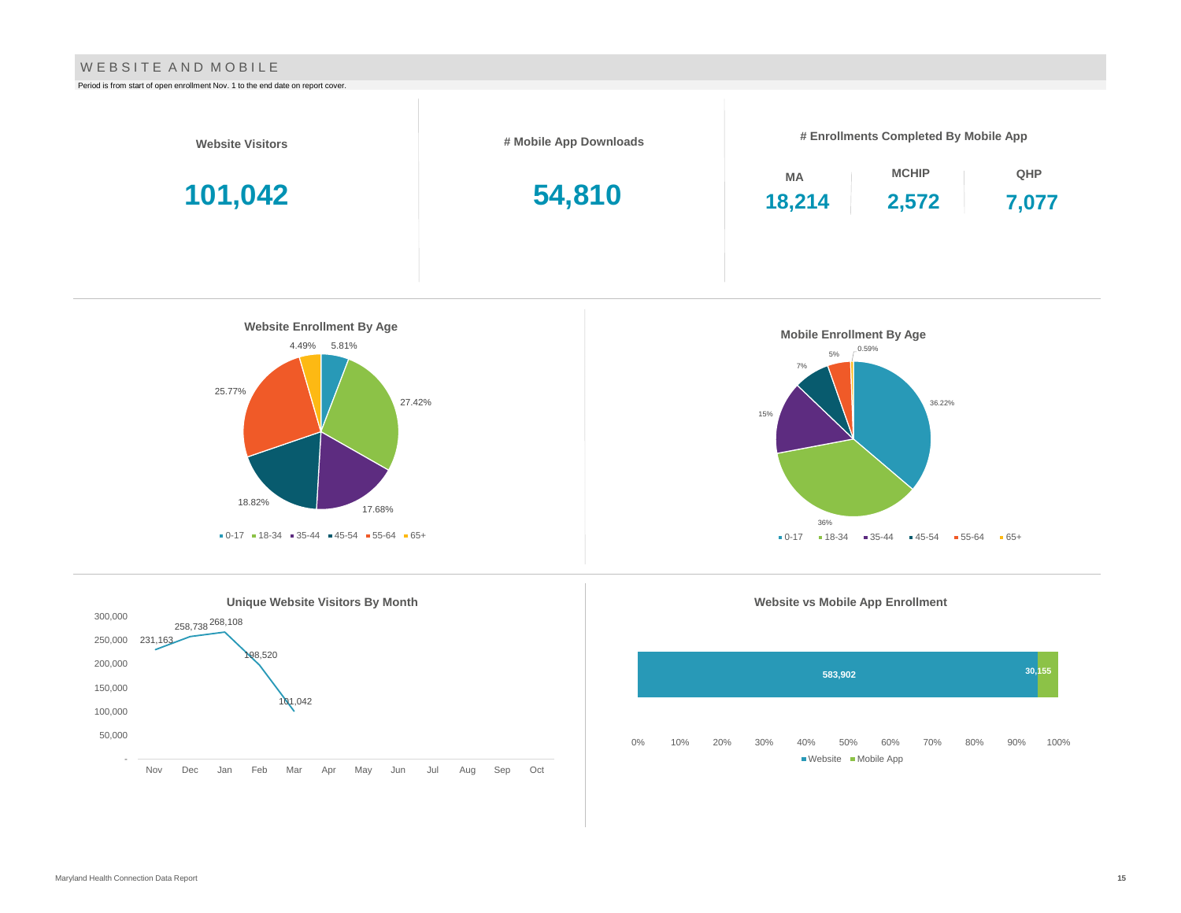## WEBSITE AND MOBILE

Period is from start of open enrollment Nov. 1 to the end date on report cover.

**Website Visitors**

**101,042**

**# Mobile App Downloads**

**54,810**

**# Enrollments Completed By Mobile App**

| MA | MCHIP | QHP |
|---|---|---|
| 18,214 | 2,572 | 7,077 |

**Website Enrollment By Age**

4.49%
5.81%
27.42%
17.68%
18.82%
25.77%

0-17 · 18-34 · 35-44 · 45-54 · 55-64 · 65+

**Mobile Enrollment By Age**

0.59%
5%
7%
15%
36.22%
36%

0-17 · 18-34 · 35-44 · 45-54 · 55-64 · 65+

**Unique Website Visitors By Month**

300,000
250,000
200,000
150,000
100,000
50,000
-

231,163
258,738
268,108
198,520
101,042

Nov Dec Jan Feb Mar Apr May Jun Jul Aug Sep Oct

**Website vs Mobile App Enrollment**

583,902
30,155

0% 10% 20% 30% 40% 50% 60% 70% 80% 90% 100%

Website · Mobile App